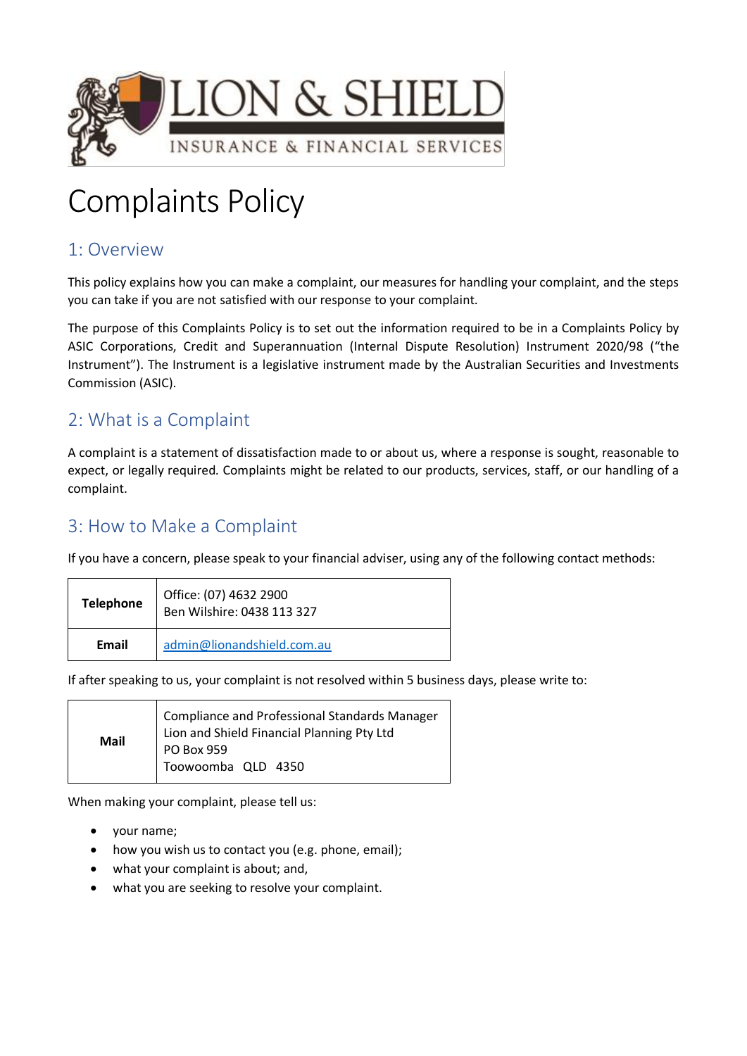# Complaints Policy

## 1: Overview

This policy explains how you can make a complaint, our measures for handling your complaint, and the steps you can take if you are not satisfied with our response to your complaint.

The purpose of this Complaints Policy is to set out the information required to be in a Complaints Policy by ASIC Corporations, Credit and Superannuation (Internal Dispute Resolution) Instrument 2020/98 ("the Instrument"). The Instrument is a legislative instrument made by the Australian Securities and Investments Commission (ASIC).

## 2: What is a Complaint

A complaint is a statement of dissatisfaction made to or about us, where a response is sought, reasonable to expect, or legally required. Complaints might be related to our products, services, staff, or our handling of a complaint.

## 3: How to Make a Complaint

If you have a concern, please speak to your financial adviser, using any of the following contact methods:

| | |
|---|---|
| **Telephone** | Office: (07) 4632 2900<br>Ben Wilshire: 0438 113 327 |
| **Email** | admin@lionandshield.com.au |

If after speaking to us, your complaint is not resolved within 5 business days, please write to:

| | |
|---|---|
| **Mail** | Compliance and Professional Standards Manager<br>Lion and Shield Financial Planning Pty Ltd<br>PO Box 959<br>Toowoomba QLD 4350 |

When making your complaint, please tell us:

- your name;
- how you wish us to contact you (e.g. phone, email);
- what your complaint is about; and,
- what you are seeking to resolve your complaint.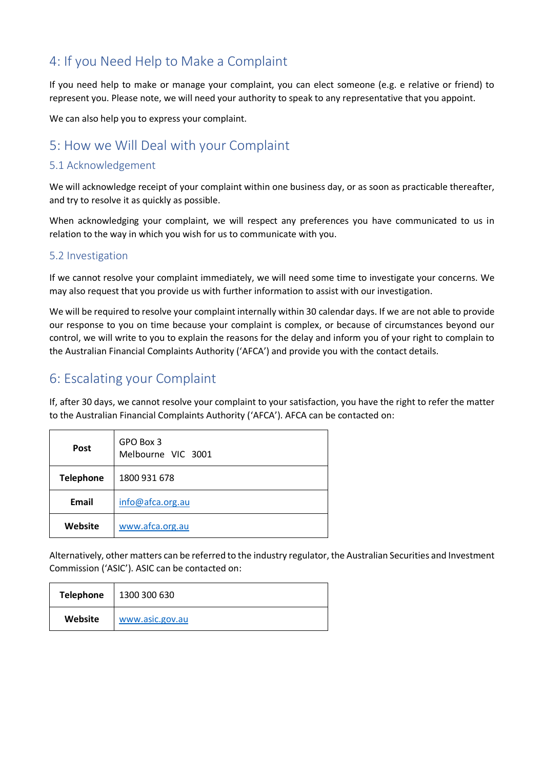## 4: If you Need Help to Make a Complaint

If you need help to make or manage your complaint, you can elect someone (e.g. e relative or friend) to represent you. Please note, we will need your authority to speak to any representative that you appoint.

We can also help you to express your complaint.

## 5: How we Will Deal with your Complaint

### 5.1 Acknowledgement

We will acknowledge receipt of your complaint within one business day, or as soon as practicable thereafter, and try to resolve it as quickly as possible.

When acknowledging your complaint, we will respect any preferences you have communicated to us in relation to the way in which you wish for us to communicate with you.

### 5.2 Investigation

If we cannot resolve your complaint immediately, we will need some time to investigate your concerns. We may also request that you provide us with further information to assist with our investigation.

We will be required to resolve your complaint internally within 30 calendar days. If we are not able to provide our response to you on time because your complaint is complex, or because of circumstances beyond our control, we will write to you to explain the reasons for the delay and inform you of your right to complain to the Australian Financial Complaints Authority ('AFCA') and provide you with the contact details.

## 6: Escalating your Complaint

If, after 30 days, we cannot resolve your complaint to your satisfaction, you have the right to refer the matter to the Australian Financial Complaints Authority ('AFCA'). AFCA can be contacted on:

| | |
|---|---|
| **Post** | GPO Box 3<br>Melbourne VIC 3001 |
| **Telephone** | 1800 931 678 |
| **Email** | info@afca.org.au |
| **Website** | www.afca.org.au |

Alternatively, other matters can be referred to the industry regulator, the Australian Securities and Investment Commission ('ASIC'). ASIC can be contacted on:

| | |
|---|---|
| **Telephone** | 1300 300 630 |
| **Website** | www.asic.gov.au |